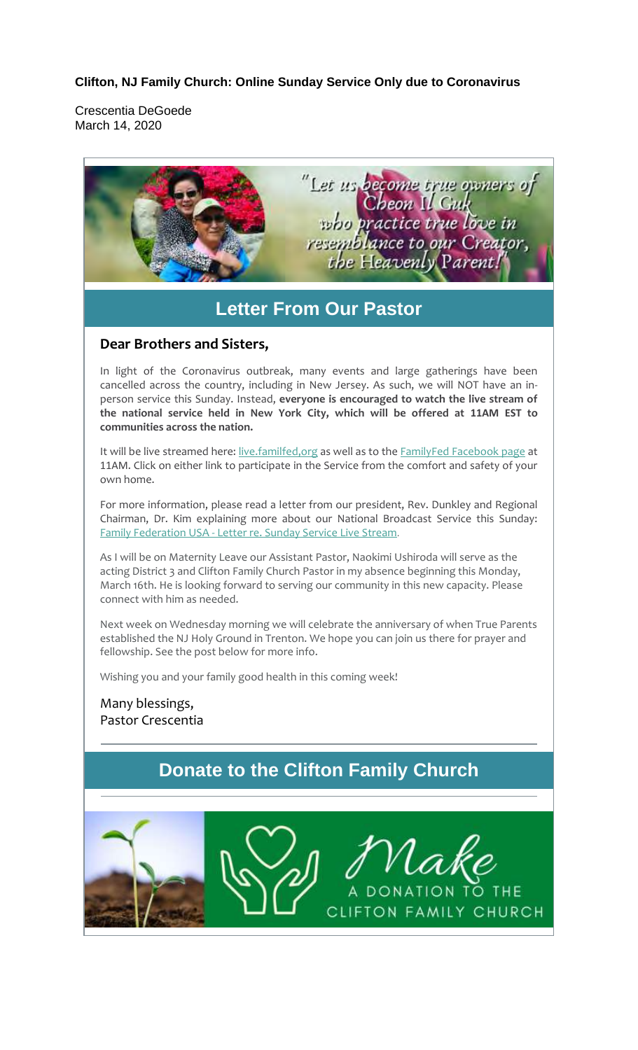**Clifton, NJ Family Church: Online Sunday Service Only due to Coronavirus**

Crescentia DeGoede
March 14, 2020

"Let us become true owners of Cheon Il Guk who practice true love in resemblance to our Creator, the Heavenly Parent!"

## Letter From Our Pastor

**Dear Brothers and Sisters,**

In light of the Coronavirus outbreak, many events and large gatherings have been cancelled across the country, including in New Jersey. As such, we will NOT have an in-person service this Sunday. Instead, **everyone is encouraged to watch the live stream of the national service held in New York City, which will be offered at 11AM EST to communities across the nation.**

It will be live streamed here: live.familfed,org as well as to the FamilyFed Facebook page at 11AM. Click on either link to participate in the Service from the comfort and safety of your own home.

For more information, please read a letter from our president, Rev. Dunkley and Regional Chairman, Dr. Kim explaining more about our National Broadcast Service this Sunday: Family Federation USA - Letter re. Sunday Service Live Stream.

As I will be on Maternity Leave our Assistant Pastor, Naokimi Ushiroda will serve as the acting District 3 and Clifton Family Church Pastor in my absence beginning this Monday, March 16th. He is looking forward to serving our community in this new capacity. Please connect with him as needed.

Next week on Wednesday morning we will celebrate the anniversary of when True Parents established the NJ Holy Ground in Trenton. We hope you can join us there for prayer and fellowship. See the post below for more info.

Wishing you and your family good health in this coming week!

Many blessings,
Pastor Crescentia

## Donate to the Clifton Family Church

Make A DONATION TO THE CLIFTON FAMILY CHURCH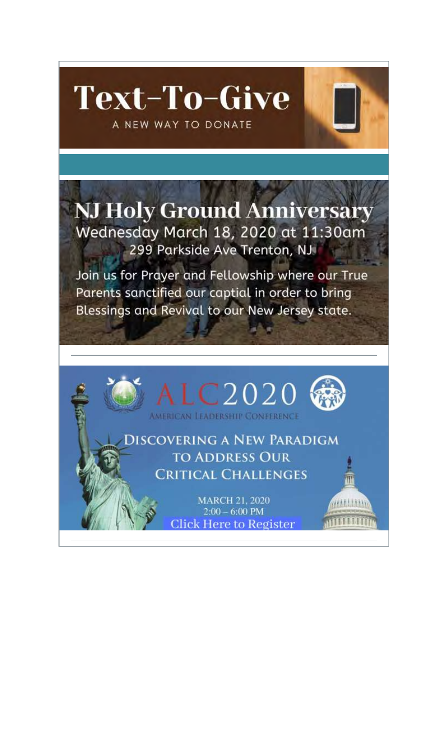# Text-To-Give

A NEW WAY TO DONATE

## NJ Holy Ground Anniversary

Wednesday March 18, 2020 at 11:30am

299 Parkside Ave Trenton, NJ

Join us for Prayer and Fellowship where our True Parents sanctified our captial in order to bring Blessings and Revival to our New Jersey state.

---

## ALC2020

AMERICAN LEADERSHIP CONFERENCE

### Discovering a New Paradigm to Address Our Critical Challenges

MARCH 21, 2020

2:00 – 6:00 PM

Click Here to Register

---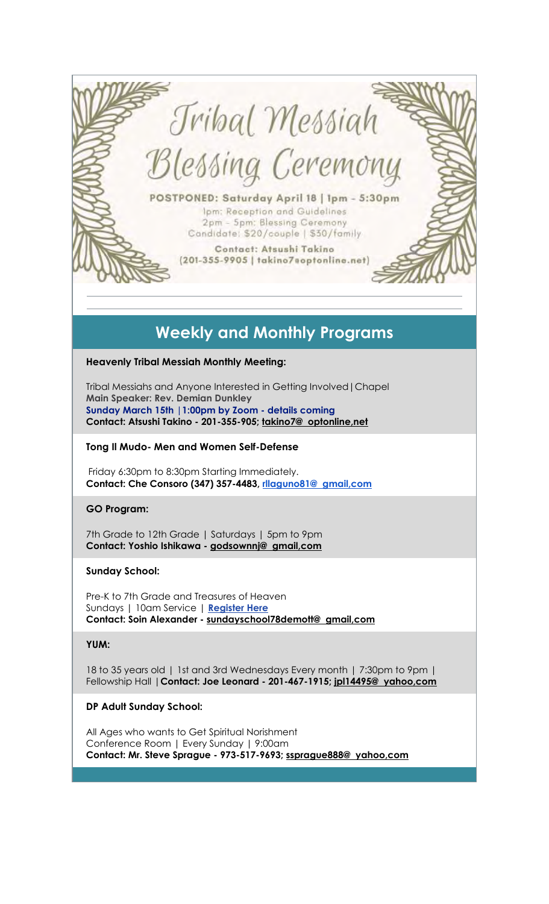# Tribal Messiah Blessing Ceremony

**POSTPONED: Saturday April 18 | 1pm - 5:30pm**

1pm: Reception and Guidelines
2pm - 5pm: Blessing Ceremony
Candidate: $20/couple | $30/family

**Contact: Atsushi Takino**
**(201-355-9905 | takino7@optonline.net)**

---

## Weekly and Monthly Programs

**Heavenly Tribal Messiah Monthly Meeting:**

Tribal Messiahs and Anyone Interested in Getting Involved | Chapel
**Main Speaker: Rev. Demian Dunkley**
**Sunday March 15th | 1:00pm by Zoom - details coming**
**Contact: Atsushi Takino - 201-355-905; takino7@_optonline,net**

**Tong Il Mudo- Men and Women Self-Defense**

Friday 6:30pm to 8:30pm Starting Immediately.
**Contact: Che Consoro (347) 357-4483, rllaguno81@_gmail,com**

**GO Program:**

7th Grade to 12th Grade | Saturdays | 5pm to 9pm
**Contact: Yoshio Ishikawa - godsownnj@_gmail,com**

**Sunday School:**

Pre-K to 7th Grade and Treasures of Heaven
Sundays | 10am Service | **Register Here**
**Contact: Soin Alexander - sundayschool78demott@_gmail,com**

**YUM:**

18 to 35 years old | 1st and 3rd Wednesdays Every month | 7:30pm to 9pm | Fellowship Hall | **Contact: Joe Leonard - 201-467-1915; jpl14495@_yahoo,com**

**DP Adult Sunday School:**

All Ages who wants to Get Spiritual Norishment
Conference Room | Every Sunday | 9:00am
**Contact: Mr. Steve Sprague - 973-517-9693; ssprague888@_yahoo,com**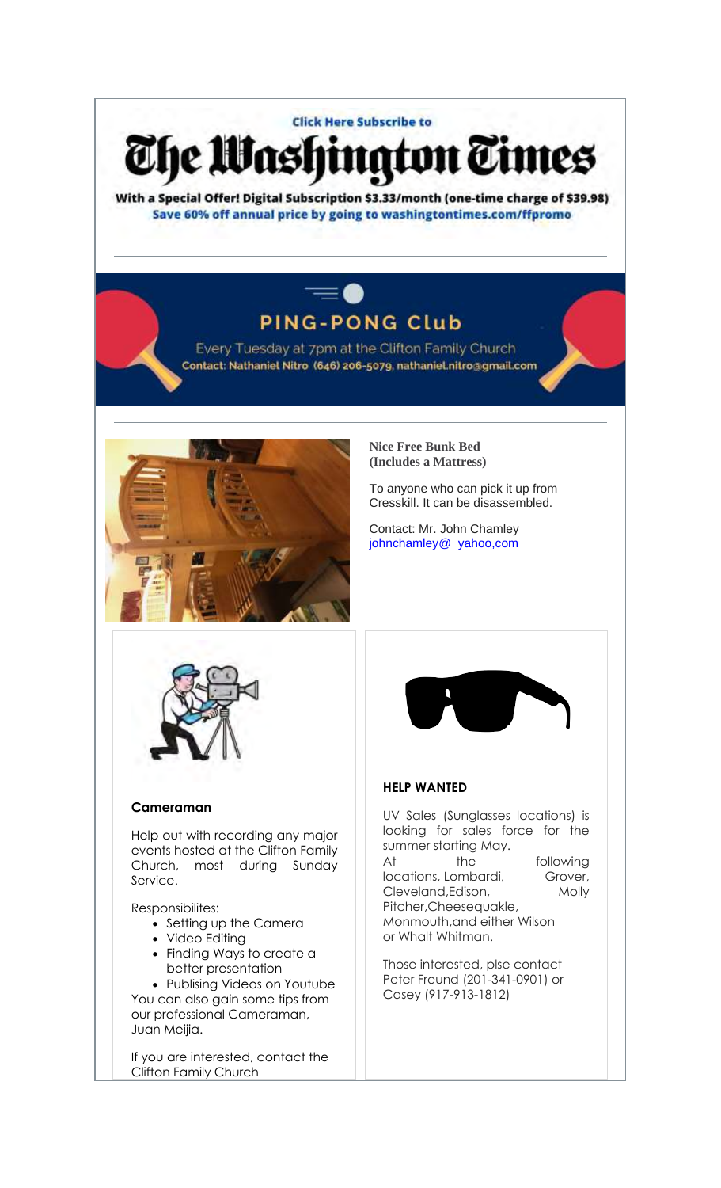**Click Here Subscribe to**

# The Washington Times

**With a Special Offer! Digital Subscription $3.33/month (one-time charge of $39.98)**
**Save 60% off annual price by going to washingtontimes.com/ffpromo**

---

## PING-PONG Club

Every Tuesday at 7pm at the Clifton Family Church
**Contact: Nathaniel Nitro (646) 206-5079, nathaniel.nitro@gmail.com**

---

**Nice Free Bunk Bed (Includes a Mattress)**

To anyone who can pick it up from Cresskill. It can be disassembled.

Contact: Mr. John Chamley
johnchamley@ yahoo,com

### Cameraman

Help out with recording any major events hosted at the Clifton Family Church, most during Sunday Service.

Responsibilites:

- Setting up the Camera
- Video Editing
- Finding Ways to create a better presentation
- Publising Videos on Youtube

You can also gain some tips from our professional Cameraman, Juan Meijia.

If you are interested, contact the Clifton Family Church

### HELP WANTED

UV Sales (Sunglasses locations) is looking for sales force for the summer starting May.
At the following locations, Lombardi, Grover, Cleveland,Edison, Molly Pitcher,Cheesequakle, Monmouth,and either Wilson or Whalt Whitman.

Those interested, plse contact Peter Freund (201-341-0901) or Casey (917-913-1812)